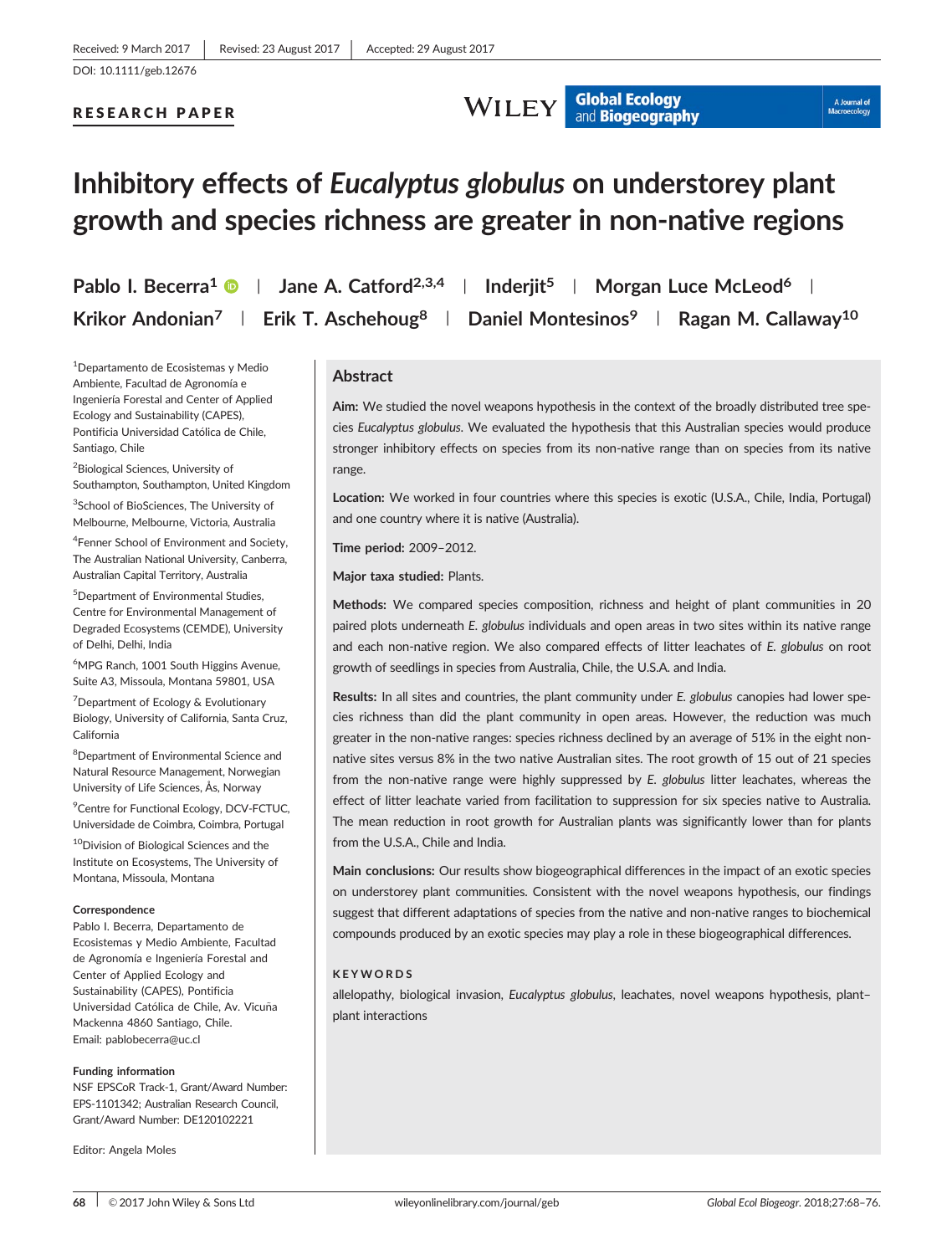Received: 9 March 2017 | Revised: 23 August 2017 | Accepted: 29 August 2017

DOI: 10.1111/geb.12676

RESEARCH PAPER

# Inhibitory effects of *Eucalyptus globulus* on understorey plant growth and species richness are greater in non-native regions

Pablo I. Becerra[1] | Jane A. Catford[2,3,4] | Inderjit[5] | Morgan Luce McLeod[6] | Krikor Andonian[7] | Erik T. Aschehoug[8] | Daniel Montesinos[9] | Ragan M. Callaway[10]

[1]Departamento de Ecosistemas y Medio Ambiente, Facultad de Agronomía e Ingeniería Forestal and Center of Applied Ecology and Sustainability (CAPES), Pontificia Universidad Católica de Chile, Santiago, Chile

[2]Biological Sciences, University of Southampton, Southampton, United Kingdom

[3]School of BioSciences, The University of Melbourne, Melbourne, Victoria, Australia

[4]Fenner School of Environment and Society, The Australian National University, Canberra, Australian Capital Territory, Australia

[5]Department of Environmental Studies, Centre for Environmental Management of Degraded Ecosystems (CEMDE), University of Delhi, Delhi, India

[6]MPG Ranch, 1001 South Higgins Avenue, Suite A3, Missoula, Montana 59801, USA

[7]Department of Ecology & Evolutionary Biology, University of California, Santa Cruz, California

[8]Department of Environmental Science and Natural Resource Management, Norwegian University of Life Sciences, Ås, Norway

[9]Centre for Functional Ecology, DCV-FCTUC, Universidade de Coimbra, Coimbra, Portugal

[10]Division of Biological Sciences and the Institute on Ecosystems, The University of Montana, Missoula, Montana

**Correspondence**

Pablo I. Becerra, Departamento de Ecosistemas y Medio Ambiente, Facultad de Agronomía e Ingeniería Forestal and Center of Applied Ecology and Sustainability (CAPES), Pontificia Universidad Católica de Chile, Av. Vicuña Mackenna 4860 Santiago, Chile.
Email: pablobecerra@uc.cl

**Funding information**

NSF EPSCoR Track-1, Grant/Award Number: EPS-1101342; Australian Research Council, Grant/Award Number: DE120102221

Editor: Angela Moles

## Abstract

**Aim:** We studied the novel weapons hypothesis in the context of the broadly distributed tree species *Eucalyptus globulus*. We evaluated the hypothesis that this Australian species would produce stronger inhibitory effects on species from its non-native range than on species from its native range.

**Location:** We worked in four countries where this species is exotic (U.S.A., Chile, India, Portugal) and one country where it is native (Australia).

**Time period:** 2009–2012.

**Major taxa studied:** Plants.

**Methods:** We compared species composition, richness and height of plant communities in 20 paired plots underneath *E. globulus* individuals and open areas in two sites within its native range and each non-native region. We also compared effects of litter leachates of *E. globulus* on root growth of seedlings in species from Australia, Chile, the U.S.A. and India.

**Results:** In all sites and countries, the plant community under *E. globulus* canopies had lower species richness than did the plant community in open areas. However, the reduction was much greater in the non-native ranges: species richness declined by an average of 51% in the eight non-native sites versus 8% in the two native Australian sites. The root growth of 15 out of 21 species from the non-native range were highly suppressed by *E. globulus* litter leachates, whereas the effect of litter leachate varied from facilitation to suppression for six species native to Australia. The mean reduction in root growth for Australian plants was significantly lower than for plants from the U.S.A., Chile and India.

**Main conclusions:** Our results show biogeographical differences in the impact of an exotic species on understorey plant communities. Consistent with the novel weapons hypothesis, our findings suggest that different adaptations of species from the native and non-native ranges to biochemical compounds produced by an exotic species may play a role in these biogeographical differences.

**KEYWORDS**

allelopathy, biological invasion, *Eucalyptus globulus*, leachates, novel weapons hypothesis, plant–plant interactions

© 2017 John Wiley & Sons Ltd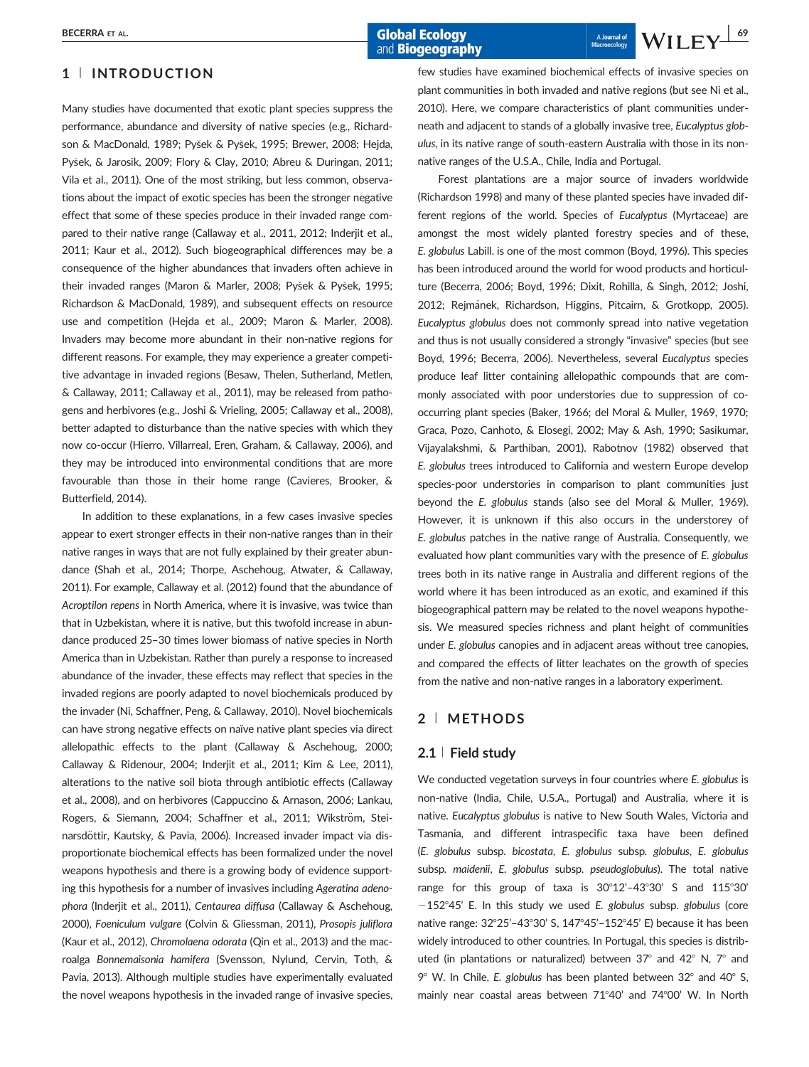## 1 | INTRODUCTION

Many studies have documented that exotic plant species suppress the performance, abundance and diversity of native species (e.g., Richardson & MacDonald, 1989; Pyšek & Pyšek, 1995; Brewer, 2008; Hejda, Pyšek, & Jarosik, 2009; Flory & Clay, 2010; Abreu & Duringan, 2011; Vila et al., 2011). One of the most striking, but less common, observations about the impact of exotic species has been the stronger negative effect that some of these species produce in their invaded range compared to their native range (Callaway et al., 2011, 2012; Inderjit et al., 2011; Kaur et al., 2012). Such biogeographical differences may be a consequence of the higher abundances that invaders often achieve in their invaded ranges (Maron & Marler, 2008; Pyšek & Pyšek, 1995; Richardson & MacDonald, 1989), and subsequent effects on resource use and competition (Hejda et al., 2009; Maron & Marler, 2008). Invaders may become more abundant in their non-native regions for different reasons. For example, they may experience a greater competitive advantage in invaded regions (Besaw, Thelen, Sutherland, Metlen, & Callaway, 2011; Callaway et al., 2011), may be released from pathogens and herbivores (e.g., Joshi & Vrieling, 2005; Callaway et al., 2008), better adapted to disturbance than the native species with which they now co-occur (Hierro, Villarreal, Eren, Graham, & Callaway, 2006), and they may be introduced into environmental conditions that are more favourable than those in their home range (Cavieres, Brooker, & Butterfield, 2014).

In addition to these explanations, in a few cases invasive species appear to exert stronger effects in their non-native ranges than in their native ranges in ways that are not fully explained by their greater abundance (Shah et al., 2014; Thorpe, Aschehoug, Atwater, & Callaway, 2011). For example, Callaway et al. (2012) found that the abundance of *Acroptilon repens* in North America, where it is invasive, was twice than that in Uzbekistan, where it is native, but this twofold increase in abundance produced 25–30 times lower biomass of native species in North America than in Uzbekistan. Rather than purely a response to increased abundance of the invader, these effects may reflect that species in the invaded regions are poorly adapted to novel biochemicals produced by the invader (Ni, Schaffner, Peng, & Callaway, 2010). Novel biochemicals can have strong negative effects on naïve native plant species via direct allelopathic effects to the plant (Callaway & Aschehoug, 2000; Callaway & Ridenour, 2004; Inderjit et al., 2011; Kim & Lee, 2011), alterations to the native soil biota through antibiotic effects (Callaway et al., 2008), and on herbivores (Cappuccino & Arnason, 2006; Lankau, Rogers, & Siemann, 2004; Schaffner et al., 2011; Wikström, Steinarsdöttir, Kautsky, & Pavia, 2006). Increased invader impact via disproportionate biochemical effects has been formalized under the novel weapons hypothesis and there is a growing body of evidence supporting this hypothesis for a number of invasives including *Ageratina adenophora* (Inderjit et al., 2011), *Centaurea diffusa* (Callaway & Aschehoug, 2000), *Foeniculum vulgare* (Colvin & Gliessman, 2011), *Prosopis juliflora* (Kaur et al., 2012), *Chromolaena odorata* (Qin et al., 2013) and the macroalga *Bonnemaisonia hamifera* (Svensson, Nylund, Cervin, Toth, & Pavia, 2013). Although multiple studies have experimentally evaluated the novel weapons hypothesis in the invaded range of invasive species, few studies have examined biochemical effects of invasive species on plant communities in both invaded and native regions (but see Ni et al., 2010). Here, we compare characteristics of plant communities underneath and adjacent to stands of a globally invasive tree, *Eucalyptus globulus*, in its native range of south-eastern Australia with those in its non-native ranges of the U.S.A., Chile, India and Portugal.

Forest plantations are a major source of invaders worldwide (Richardson 1998) and many of these planted species have invaded different regions of the world. Species of *Eucalyptus* (Myrtaceae) are amongst the most widely planted forestry species and of these, *E. globulus* Labill. is one of the most common (Boyd, 1996). This species has been introduced around the world for wood products and horticulture (Becerra, 2006; Boyd, 1996; Dixit, Rohilla, & Singh, 2012; Joshi, 2012; Rejmánek, Richardson, Higgins, Pitcairn, & Grotkopp, 2005). *Eucalyptus globulus* does not commonly spread into native vegetation and thus is not usually considered a strongly "invasive" species (but see Boyd, 1996; Becerra, 2006). Nevertheless, several *Eucalyptus* species produce leaf litter containing allelopathic compounds that are commonly associated with poor understories due to suppression of co-occurring plant species (Baker, 1966; del Moral & Muller, 1969, 1970; Graca, Pozo, Canhoto, & Elosegi, 2002; May & Ash, 1990; Sasikumar, Vijayalakshmi, & Parthiban, 2001). Rabotnov (1982) observed that *E. globulus* trees introduced to California and western Europe develop species-poor understories in comparison to plant communities just beyond the *E. globulus* stands (also see del Moral & Muller, 1969). However, it is unknown if this also occurs in the understorey of *E. globulus* patches in the native range of Australia. Consequently, we evaluated how plant communities vary with the presence of *E. globulus* trees both in its native range in Australia and different regions of the world where it has been introduced as an exotic, and examined if this biogeographical pattern may be related to the novel weapons hypothesis. We measured species richness and plant height of communities under *E. globulus* canopies and in adjacent areas without tree canopies, and compared the effects of litter leachates on the growth of species from the native and non-native ranges in a laboratory experiment.

## 2 | METHODS

### 2.1 | Field study

We conducted vegetation surveys in four countries where *E. globulus* is non-native (India, Chile, U.S.A., Portugal) and Australia, where it is native. *Eucalyptus globulus* is native to New South Wales, Victoria and Tasmania, and different intraspecific taxa have been defined (*E. globulus* subsp. *bicostata*, *E. globulus* subsp. *globulus*, *E. globulus* subsp. *maidenii*, *E. globulus* subsp. *pseudoglobulus*). The total native range for this group of taxa is 30°12′–43°30′ S and 115°30′ −152°45′ E. In this study we used *E. globulus* subsp. *globulus* (core native range: 32°25′–43°30′ S, 147°45′–152°45′ E) because it has been widely introduced to other countries. In Portugal, this species is distributed (in plantations or naturalized) between 37° and 42° N, 7° and 9° W. In Chile, *E. globulus* has been planted between 32° and 40° S, mainly near coastal areas between 71°40′ and 74°00′ W. In North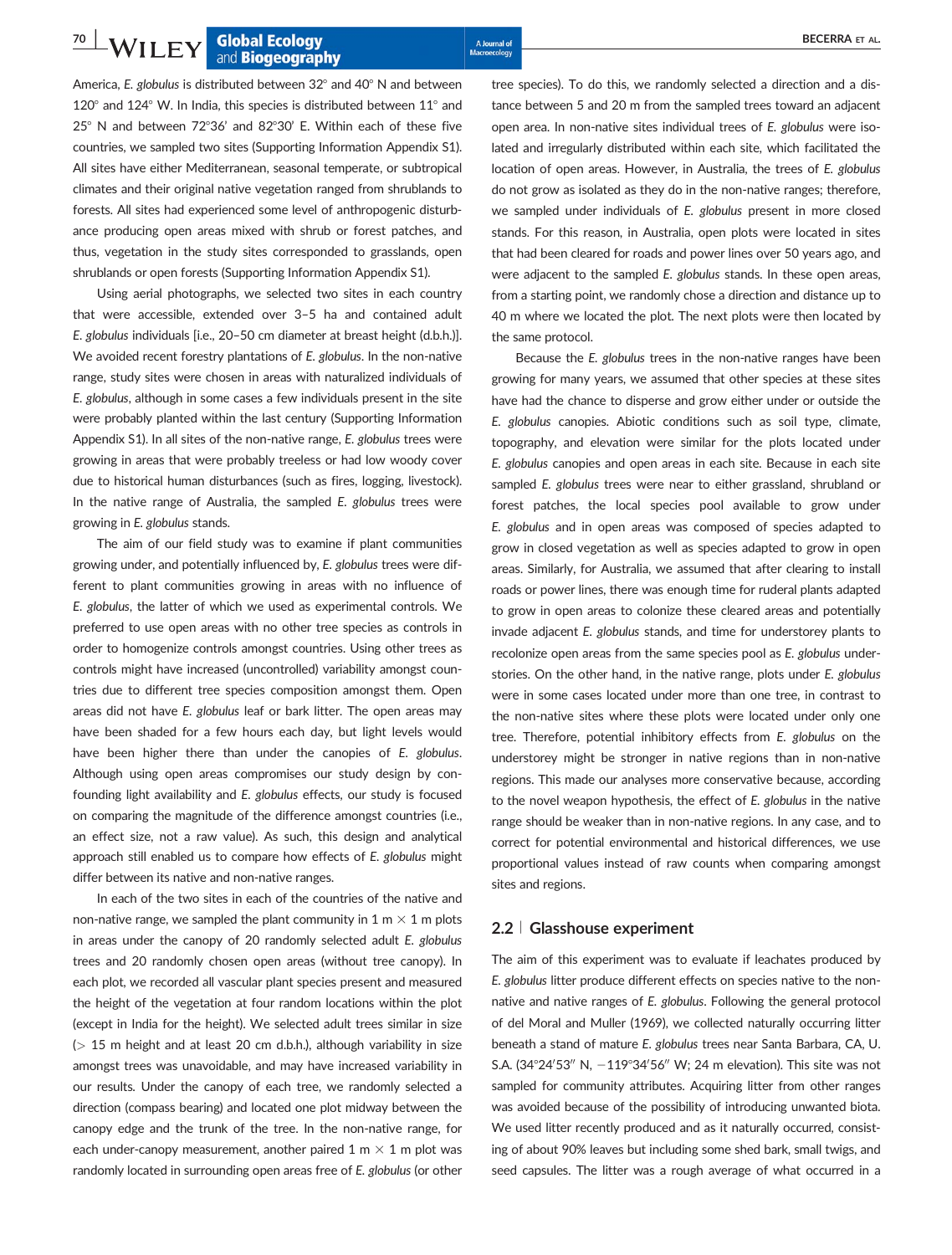America, *E. globulus* is distributed between 32° and 40° N and between 120° and 124° W. In India, this species is distributed between 11° and 25° N and between 72°36′ and 82°30′ E. Within each of these five countries, we sampled two sites (Supporting Information Appendix S1). All sites have either Mediterranean, seasonal temperate, or subtropical climates and their original native vegetation ranged from shrublands to forests. All sites had experienced some level of anthropogenic disturbance producing open areas mixed with shrub or forest patches, and thus, vegetation in the study sites corresponded to grasslands, open shrublands or open forests (Supporting Information Appendix S1).

Using aerial photographs, we selected two sites in each country that were accessible, extended over 3–5 ha and contained adult *E. globulus* individuals [i.e., 20–50 cm diameter at breast height (d.b.h.)]. We avoided recent forestry plantations of *E. globulus*. In the non-native range, study sites were chosen in areas with naturalized individuals of *E. globulus*, although in some cases a few individuals present in the site were probably planted within the last century (Supporting Information Appendix S1). In all sites of the non-native range, *E. globulus* trees were growing in areas that were probably treeless or had low woody cover due to historical human disturbances (such as fires, logging, livestock). In the native range of Australia, the sampled *E. globulus* trees were growing in *E. globulus* stands.

The aim of our field study was to examine if plant communities growing under, and potentially influenced by, *E. globulus* trees were different to plant communities growing in areas with no influence of *E. globulus*, the latter of which we used as experimental controls. We preferred to use open areas with no other tree species as controls in order to homogenize controls amongst countries. Using other trees as controls might have increased (uncontrolled) variability amongst countries due to different tree species composition amongst them. Open areas did not have *E. globulus* leaf or bark litter. The open areas may have been shaded for a few hours each day, but light levels would have been higher there than under the canopies of *E. globulus*. Although using open areas compromises our study design by confounding light availability and *E. globulus* effects, our study is focused on comparing the magnitude of the difference amongst countries (i.e., an effect size, not a raw value). As such, this design and analytical approach still enabled us to compare how effects of *E. globulus* might differ between its native and non-native ranges.

In each of the two sites in each of the countries of the native and non-native range, we sampled the plant community in 1 m × 1 m plots in areas under the canopy of 20 randomly selected adult *E. globulus* trees and 20 randomly chosen open areas (without tree canopy). In each plot, we recorded all vascular plant species present and measured the height of the vegetation at four random locations within the plot (except in India for the height). We selected adult trees similar in size (> 15 m height and at least 20 cm d.b.h.), although variability in size amongst trees was unavoidable, and may have increased variability in our results. Under the canopy of each tree, we randomly selected a direction (compass bearing) and located one plot midway between the canopy edge and the trunk of the tree. In the non-native range, for each under-canopy measurement, another paired 1 m × 1 m plot was randomly located in surrounding open areas free of *E. globulus* (or other tree species). To do this, we randomly selected a direction and a distance between 5 and 20 m from the sampled trees toward an adjacent open area. In non-native sites individual trees of *E. globulus* were isolated and irregularly distributed within each site, which facilitated the location of open areas. However, in Australia, the trees of *E. globulus* do not grow as isolated as they do in the non-native ranges; therefore, we sampled under individuals of *E. globulus* present in more closed stands. For this reason, in Australia, open plots were located in sites that had been cleared for roads and power lines over 50 years ago, and were adjacent to the sampled *E. globulus* stands. In these open areas, from a starting point, we randomly chose a direction and distance up to 40 m where we located the plot. The next plots were then located by the same protocol.

Because the *E. globulus* trees in the non-native ranges have been growing for many years, we assumed that other species at these sites have had the chance to disperse and grow either under or outside the *E. globulus* canopies. Abiotic conditions such as soil type, climate, topography, and elevation were similar for the plots located under *E. globulus* canopies and open areas in each site. Because in each site sampled *E. globulus* trees were near to either grassland, shrubland or forest patches, the local species pool available to grow under *E. globulus* and in open areas was composed of species adapted to grow in closed vegetation as well as species adapted to grow in open areas. Similarly, for Australia, we assumed that after clearing to install roads or power lines, there was enough time for ruderal plants adapted to grow in open areas to colonize these cleared areas and potentially invade adjacent *E. globulus* stands, and time for understorey plants to recolonize open areas from the same species pool as *E. globulus* understories. On the other hand, in the native range, plots under *E. globulus* were in some cases located under more than one tree, in contrast to the non-native sites where these plots were located under only one tree. Therefore, potential inhibitory effects from *E. globulus* on the understorey might be stronger in native regions than in non-native regions. This made our analyses more conservative because, according to the novel weapon hypothesis, the effect of *E. globulus* in the native range should be weaker than in non-native regions. In any case, and to correct for potential environmental and historical differences, we use proportional values instead of raw counts when comparing amongst sites and regions.

## 2.2 | Glasshouse experiment

The aim of this experiment was to evaluate if leachates produced by *E. globulus* litter produce different effects on species native to the non-native and native ranges of *E. globulus*. Following the general protocol of del Moral and Muller (1969), we collected naturally occurring litter beneath a stand of mature *E. globulus* trees near Santa Barbara, CA, U.S.A. (34°24′53″ N, −119°34′56″ W; 24 m elevation). This site was not sampled for community attributes. Acquiring litter from other ranges was avoided because of the possibility of introducing unwanted biota. We used litter recently produced and as it naturally occurred, consisting of about 90% leaves but including some shed bark, small twigs, and seed capsules. The litter was a rough average of what occurred in a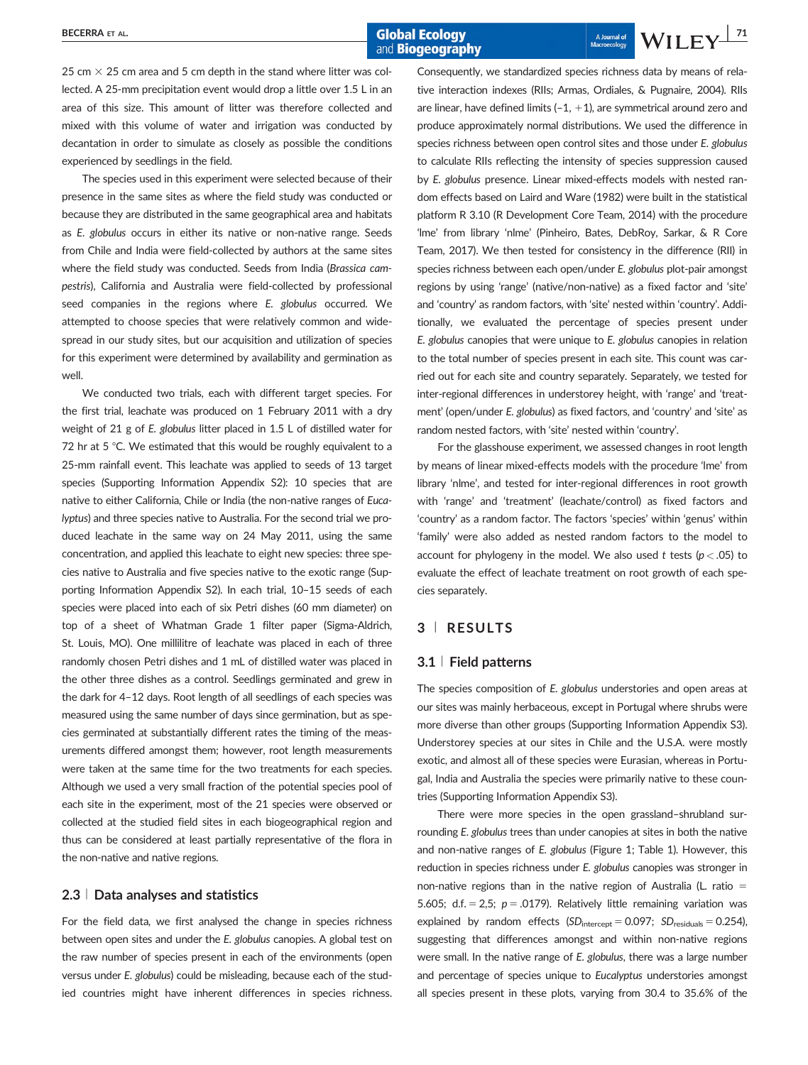25 cm × 25 cm area and 5 cm depth in the stand where litter was collected. A 25-mm precipitation event would drop a little over 1.5 L in an area of this size. This amount of litter was therefore collected and mixed with this volume of water and irrigation was conducted by decantation in order to simulate as closely as possible the conditions experienced by seedlings in the field.

The species used in this experiment were selected because of their presence in the same sites as where the field study was conducted or because they are distributed in the same geographical area and habitats as *E. globulus* occurs in either its native or non-native range. Seeds from Chile and India were field-collected by authors at the same sites where the field study was conducted. Seeds from India (*Brassica campestris*), California and Australia were field-collected by professional seed companies in the regions where *E. globulus* occurred. We attempted to choose species that were relatively common and widespread in our study sites, but our acquisition and utilization of species for this experiment were determined by availability and germination as well.

We conducted two trials, each with different target species. For the first trial, leachate was produced on 1 February 2011 with a dry weight of 21 g of *E. globulus* litter placed in 1.5 L of distilled water for 72 hr at 5 °C. We estimated that this would be roughly equivalent to a 25-mm rainfall event. This leachate was applied to seeds of 13 target species (Supporting Information Appendix S2): 10 species that are native to either California, Chile or India (the non-native ranges of *Eucalyptus*) and three species native to Australia. For the second trial we produced leachate in the same way on 24 May 2011, using the same concentration, and applied this leachate to eight new species: three species native to Australia and five species native to the exotic range (Supporting Information Appendix S2). In each trial, 10–15 seeds of each species were placed into each of six Petri dishes (60 mm diameter) on top of a sheet of Whatman Grade 1 filter paper (Sigma-Aldrich, St. Louis, MO). One millilitre of leachate was placed in each of three randomly chosen Petri dishes and 1 mL of distilled water was placed in the other three dishes as a control. Seedlings germinated and grew in the dark for 4–12 days. Root length of all seedlings of each species was measured using the same number of days since germination, but as species germinated at substantially different rates the timing of the measurements differed amongst them; however, root length measurements were taken at the same time for the two treatments for each species. Although we used a very small fraction of the potential species pool of each site in the experiment, most of the 21 species were observed or collected at the studied field sites in each biogeographical region and thus can be considered at least partially representative of the flora in the non-native and native regions.

### 2.3 | Data analyses and statistics

For the field data, we first analysed the change in species richness between open sites and under the *E. globulus* canopies. A global test on the raw number of species present in each of the environments (open versus under *E. globulus*) could be misleading, because each of the studied countries might have inherent differences in species richness. Consequently, we standardized species richness data by means of relative interaction indexes (RIIs; Armas, Ordiales, & Pugnaire, 2004). RIIs are linear, have defined limits (−1, +1), are symmetrical around zero and produce approximately normal distributions. We used the difference in species richness between open control sites and those under *E. globulus* to calculate RIIs reflecting the intensity of species suppression caused by *E. globulus* presence. Linear mixed-effects models with nested random effects based on Laird and Ware (1982) were built in the statistical platform R 3.10 (R Development Core Team, 2014) with the procedure 'lme' from library 'nlme' (Pinheiro, Bates, DebRoy, Sarkar, & R Core Team, 2017). We then tested for consistency in the difference (RII) in species richness between each open/under *E. globulus* plot-pair amongst regions by using 'range' (native/non-native) as a fixed factor and 'site' and 'country' as random factors, with 'site' nested within 'country'. Additionally, we evaluated the percentage of species present under *E. globulus* canopies that were unique to *E. globulus* canopies in relation to the total number of species present in each site. This count was carried out for each site and country separately. Separately, we tested for inter-regional differences in understorey height, with 'range' and 'treatment' (open/under *E. globulus*) as fixed factors, and 'country' and 'site' as random nested factors, with 'site' nested within 'country'.

For the glasshouse experiment, we assessed changes in root length by means of linear mixed-effects models with the procedure 'lme' from library 'nlme', and tested for inter-regional differences in root growth with 'range' and 'treatment' (leachate/control) as fixed factors and 'country' as a random factor. The factors 'species' within 'genus' within 'family' were also added as nested random factors to the model to account for phylogeny in the model. We also used *t* tests ($p < .05$) to evaluate the effect of leachate treatment on root growth of each species separately.

## 3 | RESULTS

### 3.1 | Field patterns

The species composition of *E. globulus* understories and open areas at our sites was mainly herbaceous, except in Portugal where shrubs were more diverse than other groups (Supporting Information Appendix S3). Understorey species at our sites in Chile and the U.S.A. were mostly exotic, and almost all of these species were Eurasian, whereas in Portugal, India and Australia the species were primarily native to these countries (Supporting Information Appendix S3).

There were more species in the open grassland–shrubland surrounding *E. globulus* trees than under canopies at sites in both the native and non-native ranges of *E. globulus* (Figure 1; Table 1). However, this reduction in species richness under *E. globulus* canopies was stronger in non-native regions than in the native region of Australia (L. ratio = 5.605; d.f. = 2,5; $p = .0179$). Relatively little remaining variation was explained by random effects ($SD_{\text{intercept}} = 0.097$; $SD_{\text{residuals}} = 0.254$), suggesting that differences amongst and within non-native regions were small. In the native range of *E. globulus*, there was a large number and percentage of species unique to *Eucalyptus* understories amongst all species present in these plots, varying from 30.4 to 35.6% of the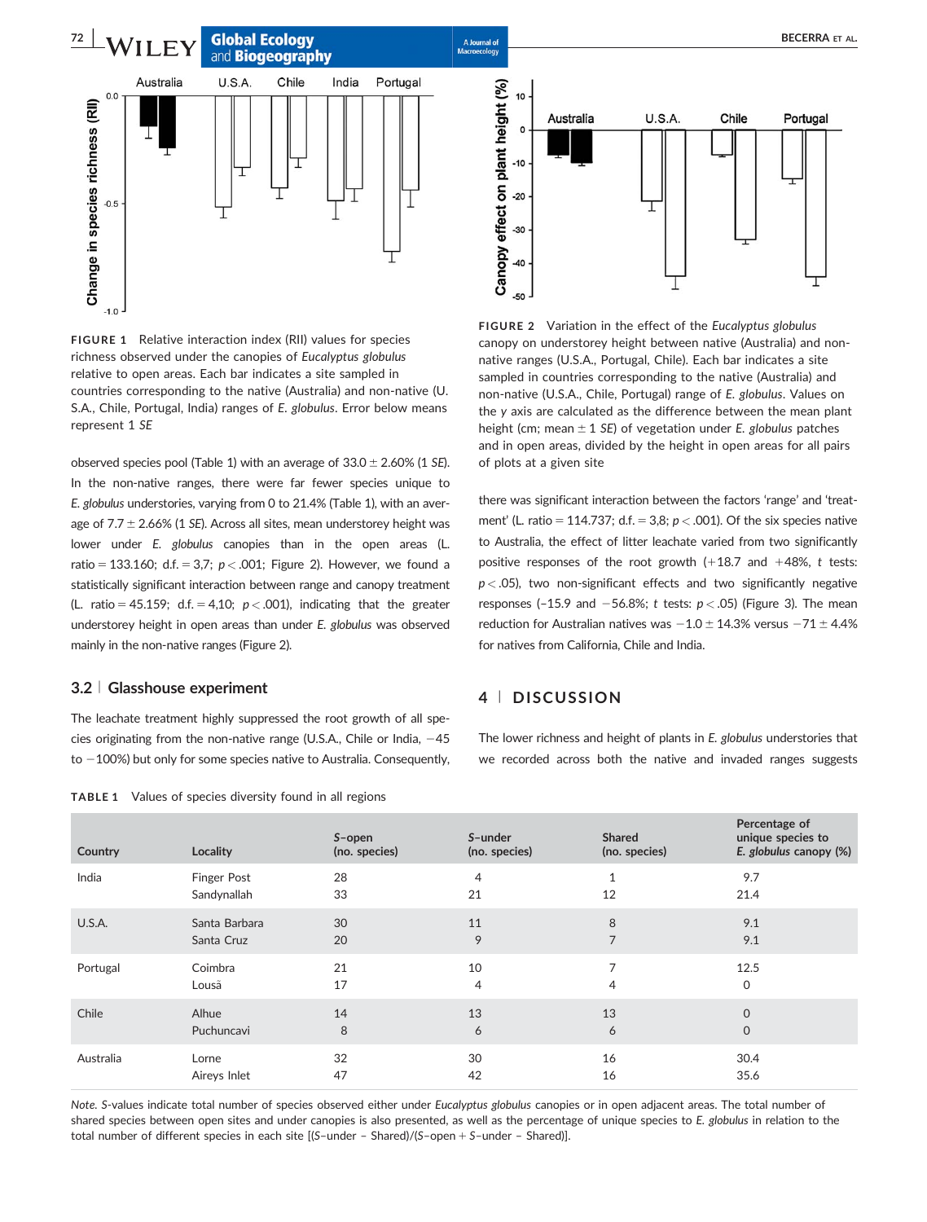FIGURE 1 Relative interaction index (RII) values for species richness observed under the canopies of *Eucalyptus globulus* relative to open areas. Each bar indicates a site sampled in countries corresponding to the native (Australia) and non-native (U.S.A., Chile, Portugal, India) ranges of *E. globulus*. Error below means represent 1 *SE*

FIGURE 2 Variation in the effect of the *Eucalyptus globulus* canopy on understorey height between native (Australia) and non-native (U.S.A., Portugal, Chile) ranges. Each bar indicates a site sampled in countries corresponding to the native (Australia) and non-native (U.S.A., Chile, Portugal) range of *E. globulus*. Values on the *y* axis are calculated as the difference between the mean plant height (cm; mean ± 1 *SE*) of vegetation under *E. globulus* patches and in open areas, divided by the height in open areas for all pairs of plots at a given site

observed species pool (Table 1) with an average of 33.0 ± 2.60% (1 *SE*). In the non-native ranges, there were far fewer species unique to *E. globulus* understories, varying from 0 to 21.4% (Table 1), with an average of 7.7 ± 2.66% (1 *SE*). Across all sites, mean understorey height was lower under *E. globulus* canopies than in the open areas (L. ratio = 133.160; d.f. = 3,7; $p < .001$; Figure 2). However, we found a statistically significant interaction between range and canopy treatment (L. ratio = 45.159; d.f. = 4,10; $p < .001$), indicating that the greater understorey height in open areas than under *E. globulus* was observed mainly in the non-native ranges (Figure 2).

## 3.2 | Glasshouse experiment

The leachate treatment highly suppressed the root growth of all species originating from the non-native range (U.S.A., Chile or India, −45 to −100%) but only for some species native to Australia. Consequently, there was significant interaction between the factors 'range' and 'treatment' (L. ratio = 114.737; d.f. = 3,8; $p < .001$). Of the six species native to Australia, the effect of litter leachate varied from two significantly positive responses of the root growth (+18.7 and +48%, *t* tests: $p < .05$), two non-significant effects and two significantly negative responses (−15.9 and −56.8%; *t* tests: $p < .05$) (Figure 3). The mean reduction for Australian natives was −1.0 ± 14.3% versus −71 ± 4.4% for natives from California, Chile and India.

# 4 | DISCUSSION

The lower richness and height of plants in *E. globulus* understories that we recorded across both the native and invaded ranges suggests

TABLE 1 Values of species diversity found in all regions

| Country | Locality | *S*–open (no. species) | *S*–under (no. species) | Shared (no. species) | Percentage of unique species to *E. globulus* canopy (%) |
|---|---|---|---|---|---|
| India | Finger Post | 28 | 4 | 1 | 9.7 |
| | Sandynallah | 33 | 21 | 12 | 21.4 |
| U.S.A. | Santa Barbara | 30 | 11 | 8 | 9.1 |
| | Santa Cruz | 20 | 9 | 7 | 9.1 |
| Portugal | Coimbra | 21 | 10 | 7 | 12.5 |
| | Lousã | 17 | 4 | 4 | 0 |
| Chile | Alhue | 14 | 13 | 13 | 0 |
| | Puchuncavi | 8 | 6 | 6 | 0 |
| Australia | Lorne | 32 | 30 | 16 | 30.4 |
| | Aireys Inlet | 47 | 42 | 16 | 35.6 |

*Note*. *S*-values indicate total number of species observed either under *Eucalyptus globulus* canopies or in open adjacent areas. The total number of shared species between open sites and under canopies is also presented, as well as the percentage of unique species to *E. globulus* in relation to the total number of different species in each site [(*S*–under – Shared)/(*S*–open + *S*–under – Shared)].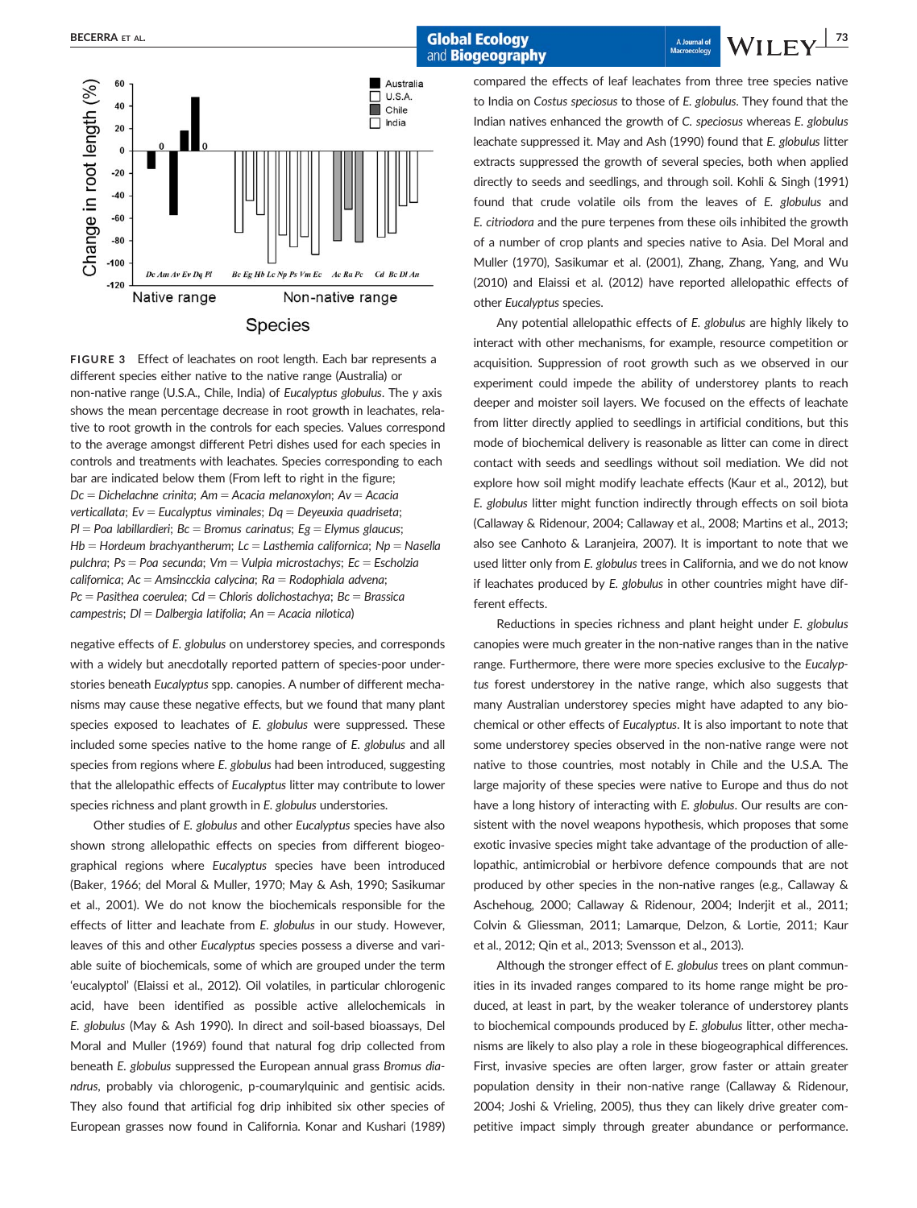FIGURE 3 Effect of leachates on root length. Each bar represents a different species either native to the native range (Australia) or non-native range (U.S.A., Chile, India) of *Eucalyptus globulus*. The *y* axis shows the mean percentage decrease in root growth in leachates, relative to root growth in the controls for each species. Values correspond to the average amongst different Petri dishes used for each species in controls and treatments with leachates. Species corresponding to each bar are indicated below them (From left to right in the figure; *Dc* = *Dichelachne crinita*; *Am* = *Acacia melanoxylon*; *Av* = *Acacia verticallata*; *Ev* = *Eucalyptus viminales*; *Dq* = *Deyeuxia quadriseta*; *Pl* = *Poa labillardieri*; *Bc* = *Bromus carinatus*; *Eg* = *Elymus glaucus*; *Hb* = *Hordeum brachyantherum*; *Lc* = *Lasthemia californica*; *Np* = *Nasella pulchra*; *Ps* = *Poa secunda*; *Vm* = *Vulpia microstachys*; *Ec* = *Escholzia californica*; *Ac* = *Amsincckia calycina*; *Ra* = *Rodophiala advena*; *Pc* = *Pasithea coerulea*; *Cd* = *Chloris dolichostachya*; *Bc* = *Brassica campestris*; *Dl* = *Dalbergia latifolia*; *An* = *Acacia nilotica*)

negative effects of *E. globulus* on understorey species, and corresponds with a widely but anecdotally reported pattern of species-poor understories beneath *Eucalyptus* spp. canopies. A number of different mechanisms may cause these negative effects, but we found that many plant species exposed to leachates of *E. globulus* were suppressed. These included some species native to the home range of *E. globulus* and all species from regions where *E. globulus* had been introduced, suggesting that the allelopathic effects of *Eucalyptus* litter may contribute to lower species richness and plant growth in *E. globulus* understories.

Other studies of *E. globulus* and other *Eucalyptus* species have also shown strong allelopathic effects on species from different biogeographical regions where *Eucalyptus* species have been introduced (Baker, 1966; del Moral & Muller, 1970; May & Ash, 1990; Sasikumar et al., 2001). We do not know the biochemicals responsible for the effects of litter and leachate from *E. globulus* in our study. However, leaves of this and other *Eucalyptus* species possess a diverse and variable suite of biochemicals, some of which are grouped under the term 'eucalyptol' (Elaissi et al., 2012). Oil volatiles, in particular chlorogenic acid, have been identified as possible active allelochemicals in *E. globulus* (May & Ash 1990). In direct and soil-based bioassays, Del Moral and Muller (1969) found that natural fog drip collected from beneath *E. globulus* suppressed the European annual grass *Bromus diandrus*, probably via chlorogenic, p-coumarylquinic and gentisic acids. They also found that artificial fog drip inhibited six other species of European grasses now found in California. Konar and Kushari (1989) compared the effects of leaf leachates from three tree species native to India on *Costus speciosus* to those of *E. globulus*. They found that the Indian natives enhanced the growth of *C. speciosus* whereas *E. globulus* leachate suppressed it. May and Ash (1990) found that *E. globulus* litter extracts suppressed the growth of several species, both when applied directly to seeds and seedlings, and through soil. Kohli & Singh (1991) found that crude volatile oils from the leaves of *E. globulus* and *E. citriodora* and the pure terpenes from these oils inhibited the growth of a number of crop plants and species native to Asia. Del Moral and Muller (1970), Sasikumar et al. (2001), Zhang, Zhang, Yang, and Wu (2010) and Elaissi et al. (2012) have reported allelopathic effects of other *Eucalyptus* species.

Any potential allelopathic effects of *E. globulus* are highly likely to interact with other mechanisms, for example, resource competition or acquisition. Suppression of root growth such as we observed in our experiment could impede the ability of understorey plants to reach deeper and moister soil layers. We focused on the effects of leachate from litter directly applied to seedlings in artificial conditions, but this mode of biochemical delivery is reasonable as litter can come in direct contact with seeds and seedlings without soil mediation. We did not explore how soil might modify leachate effects (Kaur et al., 2012), but *E. globulus* litter might function indirectly through effects on soil biota (Callaway & Ridenour, 2004; Callaway et al., 2008; Martins et al., 2013; also see Canhoto & Laranjeira, 2007). It is important to note that we used litter only from *E. globulus* trees in California, and we do not know if leachates produced by *E. globulus* in other countries might have different effects.

Reductions in species richness and plant height under *E. globulus* canopies were much greater in the non-native ranges than in the native range. Furthermore, there were more species exclusive to the *Eucalyptus* forest understorey in the native range, which also suggests that many Australian understorey species might have adapted to any biochemical or other effects of *Eucalyptus*. It is also important to note that some understorey species observed in the non-native range were not native to those countries, most notably in Chile and the U.S.A. The large majority of these species were native to Europe and thus do not have a long history of interacting with *E. globulus*. Our results are consistent with the novel weapons hypothesis, which proposes that some exotic invasive species might take advantage of the production of allelopathic, antimicrobial or herbivore defence compounds that are not produced by other species in the non-native ranges (e.g., Callaway & Aschehoug, 2000; Callaway & Ridenour, 2004; Inderjit et al., 2011; Colvin & Gliessman, 2011; Lamarque, Delzon, & Lortie, 2011; Kaur et al., 2012; Qin et al., 2013; Svensson et al., 2013).

Although the stronger effect of *E. globulus* trees on plant communities in its invaded ranges compared to its home range might be produced, at least in part, by the weaker tolerance of understorey plants to biochemical compounds produced by *E. globulus* litter, other mechanisms are likely to also play a role in these biogeographical differences. First, invasive species are often larger, grow faster or attain greater population density in their non-native range (Callaway & Ridenour, 2004; Joshi & Vrieling, 2005), thus they can likely drive greater competitive impact simply through greater abundance or performance.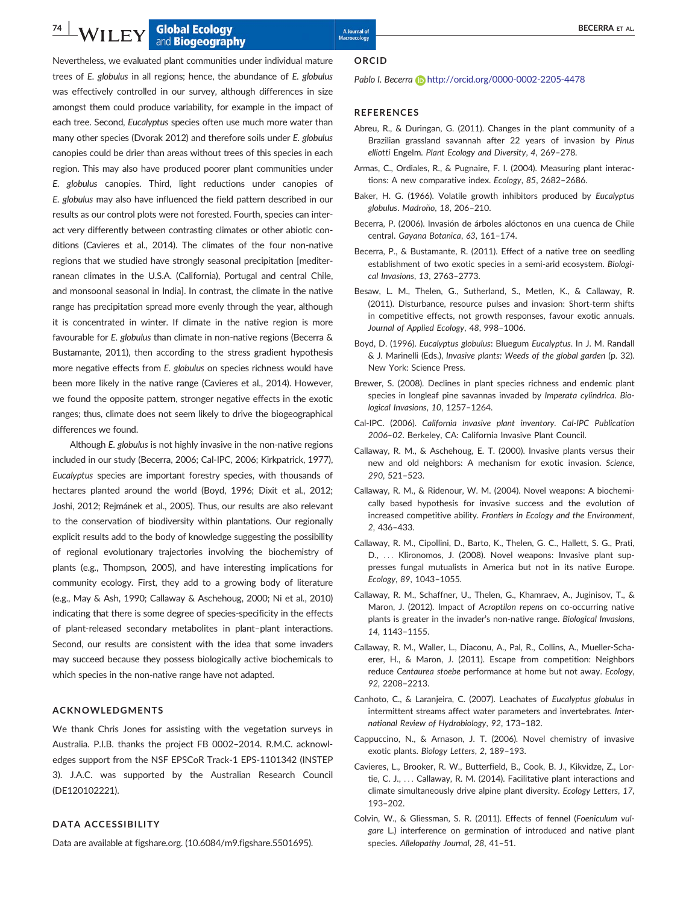Nevertheless, we evaluated plant communities under individual mature trees of *E. globulus* in all regions; hence, the abundance of *E. globulus* was effectively controlled in our survey, although differences in size amongst them could produce variability, for example in the impact of each tree. Second, *Eucalyptus* species often use much more water than many other species (Dvorak 2012) and therefore soils under *E. globulus* canopies could be drier than areas without trees of this species in each region. This may also have produced poorer plant communities under *E. globulus* canopies. Third, light reductions under canopies of *E. globulus* may also have influenced the field pattern described in our results as our control plots were not forested. Fourth, species can interact very differently between contrasting climates or other abiotic conditions (Cavieres et al., 2014). The climates of the four non-native regions that we studied have strongly seasonal precipitation [mediterranean climates in the U.S.A. (California), Portugal and central Chile, and monsoonal seasonal in India]. In contrast, the climate in the native range has precipitation spread more evenly through the year, although it is concentrated in winter. If climate in the native region is more favourable for *E. globulus* than climate in non-native regions (Becerra & Bustamante, 2011), then according to the stress gradient hypothesis more negative effects from *E. globulus* on species richness would have been more likely in the native range (Cavieres et al., 2014). However, we found the opposite pattern, stronger negative effects in the exotic ranges; thus, climate does not seem likely to drive the biogeographical differences we found.

Although *E. globulus* is not highly invasive in the non-native regions included in our study (Becerra, 2006; Cal-IPC, 2006; Kirkpatrick, 1977), *Eucalyptus* species are important forestry species, with thousands of hectares planted around the world (Boyd, 1996; Dixit et al., 2012; Joshi, 2012; Rejmánek et al., 2005). Thus, our results are also relevant to the conservation of biodiversity within plantations. Our regionally explicit results add to the body of knowledge suggesting the possibility of regional evolutionary trajectories involving the biochemistry of plants (e.g., Thompson, 2005), and have interesting implications for community ecology. First, they add to a growing body of literature (e.g., May & Ash, 1990; Callaway & Aschehoug, 2000; Ni et al., 2010) indicating that there is some degree of species-specificity in the effects of plant-released secondary metabolites in plant–plant interactions. Second, our results are consistent with the idea that some invaders may succeed because they possess biologically active biochemicals to which species in the non-native range have not adapted.

## ACKNOWLEDGMENTS

We thank Chris Jones for assisting with the vegetation surveys in Australia. P.I.B. thanks the project FB 0002–2014. R.M.C. acknowledges support from the NSF EPSCoR Track-1 EPS-1101342 (INSTEP 3). J.A.C. was supported by the Australian Research Council (DE120102221).

## DATA ACCESSIBILITY

Data are available at figshare.org. (10.6084/m9.figshare.5501695).

## ORCID

*Pablo I. Becerra* http://orcid.org/0000-0002-2205-4478

## REFERENCES

Abreu, R., & Duringan, G. (2011). Changes in the plant community of a Brazilian grassland savannah after 22 years of invasion by *Pinus elliotti* Engelm. *Plant Ecology and Diversity*, *4*, 269–278.

Armas, C., Ordiales, R., & Pugnaire, F. I. (2004). Measuring plant interactions: A new comparative index. *Ecology*, *85*, 2682–2686.

Baker, H. G. (1966). Volatile growth inhibitors produced by *Eucalyptus globulus*. *Madroño*, *18*, 206–210.

Becerra, P. (2006). Invasión de árboles alóctonos en una cuenca de Chile central. *Gayana Botanica*, *63*, 161–174.

Becerra, P., & Bustamante, R. (2011). Effect of a native tree on seedling establishment of two exotic species in a semi-arid ecosystem. *Biological Invasions*, *13*, 2763–2773.

Besaw, L. M., Thelen, G., Sutherland, S., Metlen, K., & Callaway, R. (2011). Disturbance, resource pulses and invasion: Short-term shifts in competitive effects, not growth responses, favour exotic annuals. *Journal of Applied Ecology*, *48*, 998–1006.

Boyd, D. (1996). *Eucalyptus globulus*: Bluegum *Eucalyptus*. In J. M. Randall & J. Marinelli (Eds.), *Invasive plants: Weeds of the global garden* (p. 32). New York: Science Press.

Brewer, S. (2008). Declines in plant species richness and endemic plant species in longleaf pine savannas invaded by *Imperata cylindrica*. *Biological Invasions*, *10*, 1257–1264.

Cal-IPC. (2006). *California invasive plant inventory. Cal-IPC Publication 2006–02*. Berkeley, CA: California Invasive Plant Council.

Callaway, R. M., & Aschehoug, E. T. (2000). Invasive plants versus their new and old neighbors: A mechanism for exotic invasion. *Science*, *290*, 521–523.

Callaway, R. M., & Ridenour, W. M. (2004). Novel weapons: A biochemically based hypothesis for invasive success and the evolution of increased competitive ability. *Frontiers in Ecology and the Environment*, *2*, 436–433.

Callaway, R. M., Cipollini, D., Barto, K., Thelen, G. C., Hallett, S. G., Prati, D., … Klironomos, J. (2008). Novel weapons: Invasive plant suppresses fungal mutualists in America but not in its native Europe. *Ecology*, *89*, 1043–1055.

Callaway, R. M., Schaffner, U., Thelen, G., Khamraev, A., Juginisov, T., & Maron, J. (2012). Impact of *Acroptilon repens* on co-occurring native plants is greater in the invader's non-native range. *Biological Invasions*, *14*, 1143–1155.

Callaway, R. M., Waller, L., Diaconu, A., Pal, R., Collins, A., Mueller-Schaerer, H., & Maron, J. (2011). Escape from competition: Neighbors reduce *Centaurea stoebe* performance at home but not away. *Ecology*, *92*, 2208–2213.

Canhoto, C., & Laranjeira, C. (2007). Leachates of *Eucalyptus globulus* in intermittent streams affect water parameters and invertebrates. *International Review of Hydrobiology*, *92*, 173–182.

Cappuccino, N., & Arnason, J. T. (2006). Novel chemistry of invasive exotic plants. *Biology Letters*, *2*, 189–193.

Cavieres, L., Brooker, R. W., Butterfield, B., Cook, B. J., Kikvidze, Z., Lortie, C. J., … Callaway, R. M. (2014). Facilitative plant interactions and climate simultaneously drive alpine plant diversity. *Ecology Letters*, *17*, 193–202.

Colvin, W., & Gliessman, S. R. (2011). Effects of fennel (*Foeniculum vulgare* L.) interference on germination of introduced and native plant species. *Allelopathy Journal*, *28*, 41–51.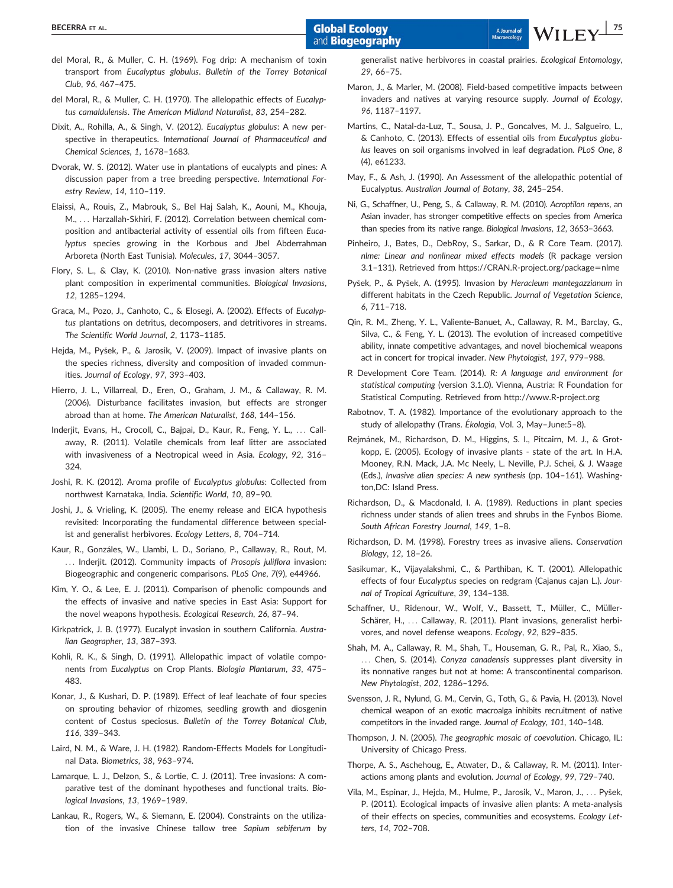del Moral, R., & Muller, C. H. (1969). Fog drip: A mechanism of toxin transport from *Eucalyptus globulus*. *Bulletin of the Torrey Botanical Club*, *96*, 467–475.

del Moral, R., & Muller, C. H. (1970). The allelopathic effects of *Eucalyptus camaldulensis*. *The American Midland Naturalist*, *83*, 254–282.

Dixit, A., Rohilla, A., & Singh, V. (2012). *Eucalyptus globulus*: A new perspective in therapeutics. *International Journal of Pharmaceutical and Chemical Sciences*, *1*, 1678–1683.

Dvorak, W. S. (2012). Water use in plantations of eucalypts and pines: A discussion paper from a tree breeding perspective. *International Forestry Review*, *14*, 110–119.

Elaissi, A., Rouis, Z., Mabrouk, S., Bel Haj Salah, K., Aouni, M., Khouja, M., … Harzallah-Skhiri, F. (2012). Correlation between chemical composition and antibacterial activity of essential oils from fifteen *Eucalyptus* species growing in the Korbous and Jbel Abderrahman Arboreta (North East Tunisia). *Molecules*, *17*, 3044–3057.

Flory, S. L., & Clay, K. (2010). Non-native grass invasion alters native plant composition in experimental communities. *Biological Invasions*, *12*, 1285–1294.

Graca, M., Pozo, J., Canhoto, C., & Elosegi, A. (2002). Effects of *Eucalyptus* plantations on detritus, decomposers, and detritivores in streams. *The Scientific World Journal*, *2*, 1173–1185.

Hejda, M., Pyšek, P., & Jarosik, V. (2009). Impact of invasive plants on the species richness, diversity and composition of invaded communities. *Journal of Ecology*, *97*, 393–403.

Hierro, J. L., Villarreal, D., Eren, O., Graham, J. M., & Callaway, R. M. (2006). Disturbance facilitates invasion, but effects are stronger abroad than at home. *The American Naturalist*, *168*, 144–156.

Inderjit, Evans, H., Crocoll, C., Bajpai, D., Kaur, R., Feng, Y. L., … Callaway, R. (2011). Volatile chemicals from leaf litter are associated with invasiveness of a Neotropical weed in Asia. *Ecology*, *92*, 316–324.

Joshi, R. K. (2012). Aroma profile of *Eucalyptus globulus*: Collected from northwest Karnataka, India. *Scientific World*, *10*, 89–90.

Joshi, J., & Vrieling, K. (2005). The enemy release and EICA hypothesis revisited: Incorporating the fundamental difference between specialist and generalist herbivores. *Ecology Letters*, *8*, 704–714.

Kaur, R., Gonzáles, W., Llambi, L. D., Soriano, P., Callaway, R., Rout, M. … Inderjit. (2012). Community impacts of *Prosopis juliflora* invasion: Biogeographic and congeneric comparisons. *PLoS One*, *7*(9), e44966.

Kim, Y. O., & Lee, E. J. (2011). Comparison of phenolic compounds and the effects of invasive and native species in East Asia: Support for the novel weapons hypothesis. *Ecological Research*, *26*, 87–94.

Kirkpatrick, J. B. (1977). Eucalypt invasion in southern California. *Australian Geographer*, *13*, 387–393.

Kohli, R. K., & Singh, D. (1991). Allelopathic impact of volatile components from *Eucalyptus* on Crop Plants. *Biologia Plantarum*, *33*, 475–483.

Konar, J., & Kushari, D. P. (1989). Effect of leaf leachate of four species on sprouting behavior of rhizomes, seedling growth and diosgenin content of Costus speciosus. *Bulletin of the Torrey Botanical Club*, *116*, 339–343.

Laird, N. M., & Ware, J. H. (1982). Random-Effects Models for Longitudinal Data. *Biometrics*, *38*, 963–974.

Lamarque, L. J., Delzon, S., & Lortie, C. J. (2011). Tree invasions: A comparative test of the dominant hypotheses and functional traits. *Biological Invasions*, *13*, 1969–1989.

Lankau, R., Rogers, W., & Siemann, E. (2004). Constraints on the utilization of the invasive Chinese tallow tree *Sapium sebiferum* by generalist native herbivores in coastal prairies. *Ecological Entomology*, *29*, 66–75.

Maron, J., & Marler, M. (2008). Field-based competitive impacts between invaders and natives at varying resource supply. *Journal of Ecology*, *96*, 1187–1197.

Martins, C., Natal-da-Luz, T., Sousa, J. P., Goncalves, M. J., Salgueiro, L., & Canhoto, C. (2013). Effects of essential oils from *Eucalyptus globulus* leaves on soil organisms involved in leaf degradation. *PLoS One*, *8* (4), e61233.

May, F., & Ash, J. (1990). An Assessment of the allelopathic potential of Eucalyptus. *Australian Journal of Botany*, *38*, 245–254.

Ni, G., Schaffner, U., Peng, S., & Callaway, R. M. (2010). *Acroptilon repens*, an Asian invader, has stronger competitive effects on species from America than species from its native range. *Biological Invasions*, *12*, 3653–3663.

Pinheiro, J., Bates, D., DebRoy, S., Sarkar, D., & R Core Team. (2017). *nlme: Linear and nonlinear mixed effects models* (R package version 3.1–131). Retrieved from https://CRAN.R-project.org/package=nlme

Pyšek, P., & Pyšek, A. (1995). Invasion by *Heracleum mantegazzianum* in different habitats in the Czech Republic. *Journal of Vegetation Science*, *6*, 711–718.

Qin, R. M., Zheng, Y. L., Valiente-Banuet, A., Callaway, R. M., Barclay, G., Silva, C., & Feng, Y. L. (2013). The evolution of increased competitive ability, innate competitive advantages, and novel biochemical weapons act in concert for tropical invader. *New Phytologist*, *197*, 979–988.

R Development Core Team. (2014). *R: A language and environment for statistical computing* (version 3.1.0). Vienna, Austria: R Foundation for Statistical Computing. Retrieved from http://www.R-project.org

Rabotnov, T. A. (1982). Importance of the evolutionary approach to the study of allelopathy (Trans. *Ékologia*, Vol. 3, May–June:5–8).

Rejmánek, M., Richardson, D. M., Higgins, S. I., Pitcairn, M. J., & Grotkopp, E. (2005). Ecology of invasive plants - state of the art. In H.A. Mooney, R.N. Mack, J.A. Mc Neely, L. Neville, P.J. Schei, & J. Waage (Eds.), *Invasive alien species: A new synthesis* (pp. 104–161). Washington,DC: Island Press.

Richardson, D., & Macdonald, I. A. (1989). Reductions in plant species richness under stands of alien trees and shrubs in the Fynbos Biome. *South African Forestry Journal*, *149*, 1–8.

Richardson, D. M. (1998). Forestry trees as invasive aliens. *Conservation Biology*, *12*, 18–26.

Sasikumar, K., Vijayalakshmi, C., & Parthiban, K. T. (2001). Allelopathic effects of four *Eucalyptus* species on redgram (Cajanus cajan L.). *Journal of Tropical Agriculture*, *39*, 134–138.

Schaffner, U., Ridenour, W., Wolf, V., Bassett, T., Müller, C., Müller-Schärer, H., … Callaway, R. (2011). Plant invasions, generalist herbivores, and novel defense weapons. *Ecology*, *92*, 829–835.

Shah, M. A., Callaway, R. M., Shah, T., Houseman, G. R., Pal, R., Xiao, S., … Chen, S. (2014). *Conyza canadensis* suppresses plant diversity in its nonnative ranges but not at home: A transcontinental comparison. *New Phytologist*, *202*, 1286–1296.

Svensson, J. R., Nylund, G. M., Cervin, G., Toth, G., & Pavia, H. (2013). Novel chemical weapon of an exotic macroalga inhibits recruitment of native competitors in the invaded range. *Journal of Ecology*, *101*, 140–148.

Thompson, J. N. (2005). *The geographic mosaic of coevolution*. Chicago, IL: University of Chicago Press.

Thorpe, A. S., Aschehoug, E., Atwater, D., & Callaway, R. M. (2011). Interactions among plants and evolution. *Journal of Ecology*, *99*, 729–740.

Vila, M., Espinar, J., Hejda, M., Hulme, P., Jarosik, V., Maron, J., … Pyšek, P. (2011). Ecological impacts of invasive alien plants: A meta-analysis of their effects on species, communities and ecosystems. *Ecology Letters*, *14*, 702–708.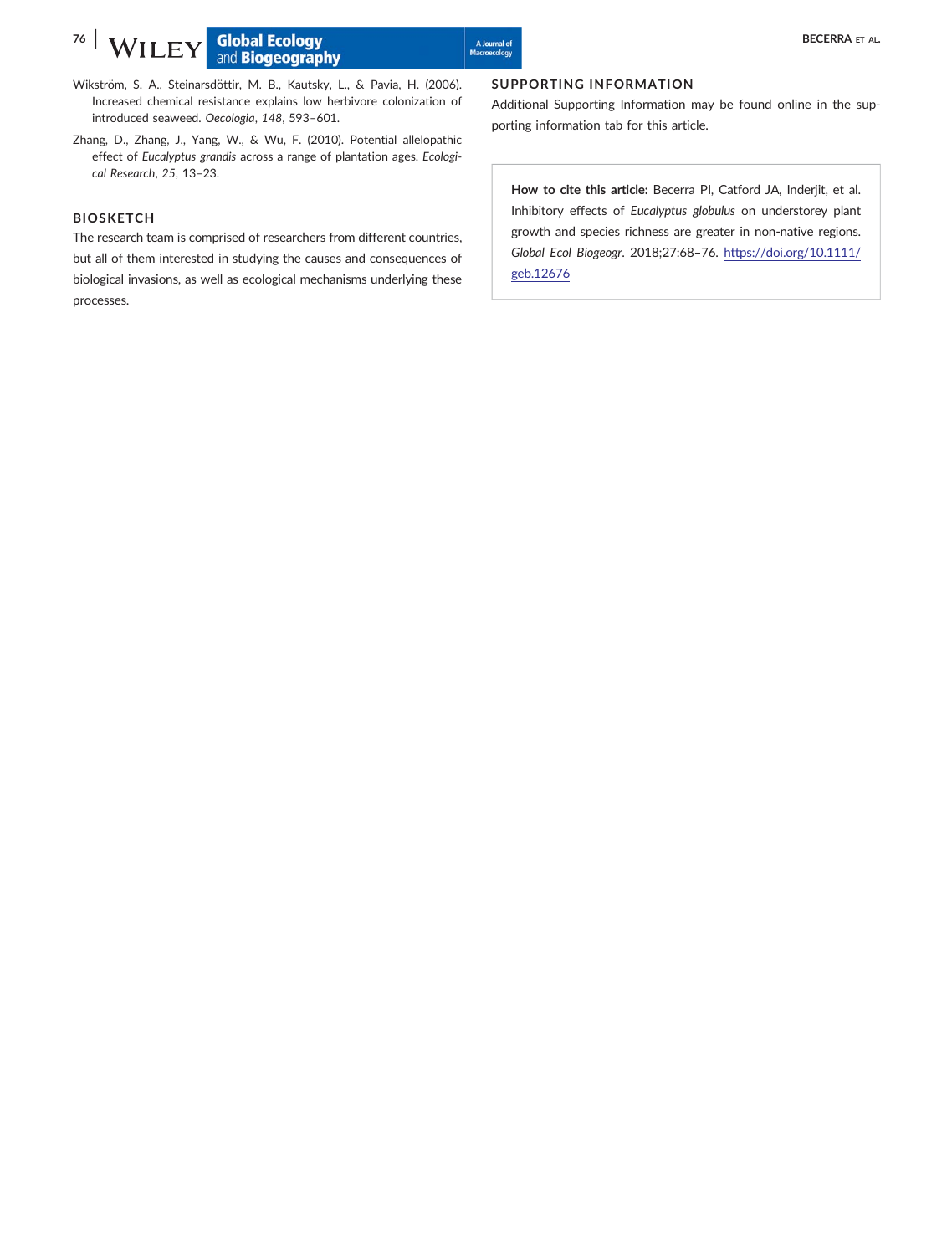Wikström, S. A., Steinarsdöttir, M. B., Kautsky, L., & Pavia, H. (2006). Increased chemical resistance explains low herbivore colonization of introduced seaweed. *Oecologia*, *148*, 593–601.

Zhang, D., Zhang, J., Yang, W., & Wu, F. (2010). Potential allelopathic effect of *Eucalyptus grandis* across a range of plantation ages. *Ecological Research*, *25*, 13–23.

## BIOSKETCH

The research team is comprised of researchers from different countries, but all of them interested in studying the causes and consequences of biological invasions, as well as ecological mechanisms underlying these processes.

## SUPPORTING INFORMATION

Additional Supporting Information may be found online in the supporting information tab for this article.

**How to cite this article:** Becerra PI, Catford JA, Inderjit, et al. Inhibitory effects of *Eucalyptus globulus* on understorey plant growth and species richness are greater in non-native regions. *Global Ecol Biogeogr*. 2018;27:68–76. https://doi.org/10.1111/geb.12676